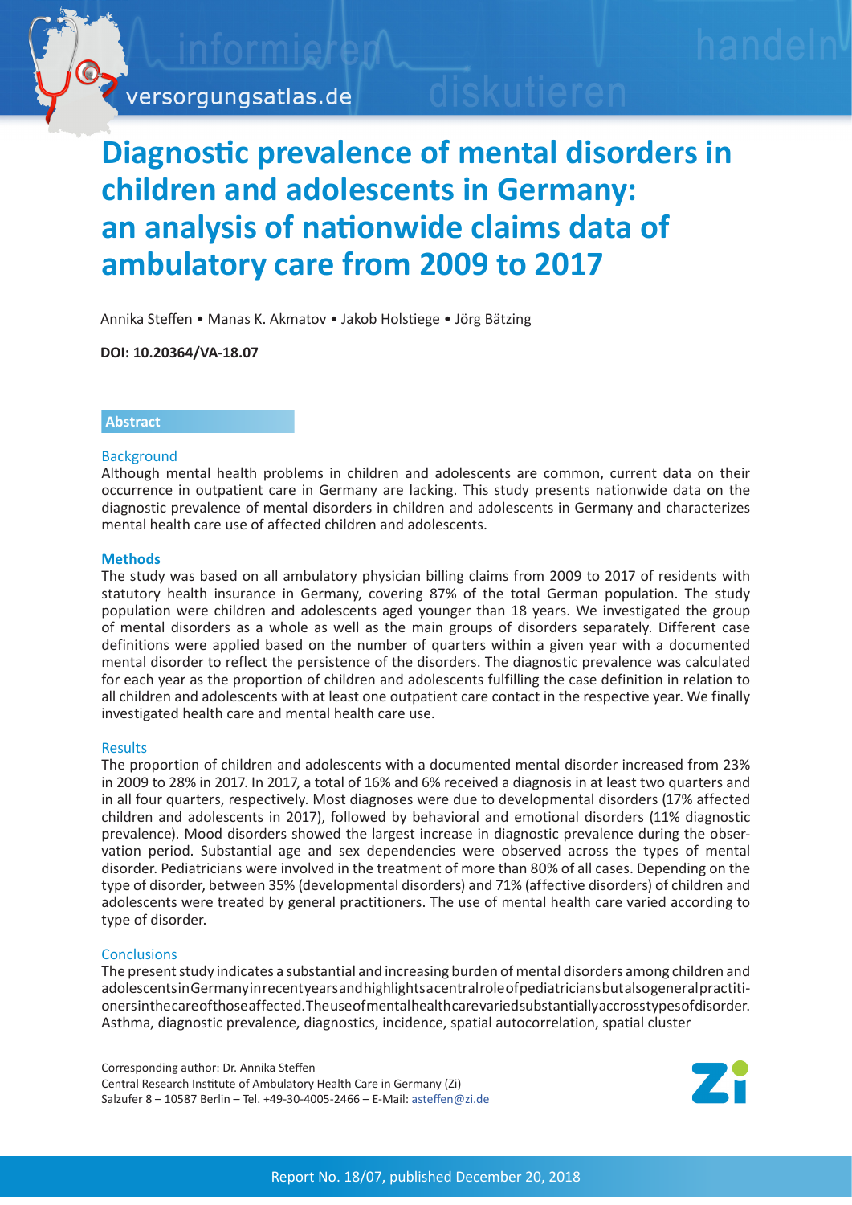# Diagnostic prevalence of mental disorders in children and adolescents in Germany: an analysis of nationwide claims data of ambulatory care from 2009 to 2017

Annika Steffen • Manas K. Akmatov • Jakob Holstiege • Jörg Bätzing

**DOI: 10.20364/VA-18.07**

## Abstract

### Background

Although mental health problems in children and adolescents are common, current data on their occurrence in outpatient care in Germany are lacking. This study presents nationwide data on the diagnostic prevalence of mental disorders in children and adolescents in Germany and characterizes mental health care use of affected children and adolescents.

### Methods

The study was based on all ambulatory physician billing claims from 2009 to 2017 of residents with statutory health insurance in Germany, covering 87% of the total German population. The study population were children and adolescents aged younger than 18 years. We investigated the group of mental disorders as a whole as well as the main groups of disorders separately. Different case definitions were applied based on the number of quarters within a given year with a documented mental disorder to reflect the persistence of the disorders. The diagnostic prevalence was calculated for each year as the proportion of children and adolescents fulfilling the case definition in relation to all children and adolescents with at least one outpatient care contact in the respective year. We finally investigated health care and mental health care use.

### Results

The proportion of children and adolescents with a documented mental disorder increased from 23% in 2009 to 28% in 2017. In 2017, a total of 16% and 6% received a diagnosis in at least two quarters and in all four quarters, respectively. Most diagnoses were due to developmental disorders (17% affected children and adolescents in 2017), followed by behavioral and emotional disorders (11% diagnostic prevalence). Mood disorders showed the largest increase in diagnostic prevalence during the observation period. Substantial age and sex dependencies were observed across the types of mental disorder. Pediatricians were involved in the treatment of more than 80% of all cases. Depending on the type of disorder, between 35% (developmental disorders) and 71% (affective disorders) of children and adolescents were treated by general practitioners. The use of mental health care varied according to type of disorder.

### Conclusions

The present study indicates a substantial and increasing burden of mental disorders among children and adolescents in Germany in recent years and highlights a central role of pediatricians but also general practitioners in the care of those affected. The use of mental health care varied substantially accross types of disorder.
Asthma, diagnostic prevalence, diagnostics, incidence, spatial autocorrelation, spatial cluster

Corresponding author: Dr. Annika Steffen
Central Research Institute of Ambulatory Health Care in Germany (Zi)
Salzufer 8 – 10587 Berlin – Tel. +49-30-4005-2466 – E-Mail: asteffen@zi.de

Report No. 18/07, published December 20, 2018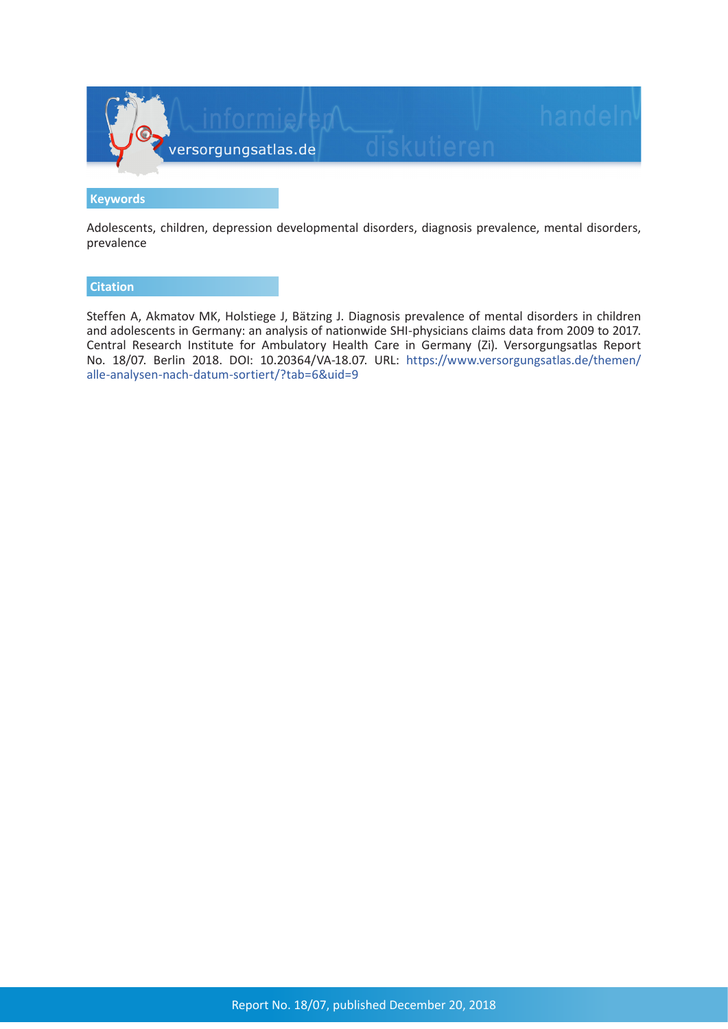## Keywords

Adolescents, children, depression developmental disorders, diagnosis prevalence, mental disorders, prevalence

## Citation

Steffen A, Akmatov MK, Holstiege J, Bätzing J. Diagnosis prevalence of mental disorders in children and adolescents in Germany: an analysis of nationwide SHI-physicians claims data from 2009 to 2017. Central Research Institute for Ambulatory Health Care in Germany (Zi). Versorgungsatlas Report No. 18/07. Berlin 2018. DOI: 10.20364/VA-18.07. URL: https://www.versorgungsatlas.de/themen/alle-analysen-nach-datum-sortiert/?tab=6&uid=9

Report No. 18/07, published December 20, 2018